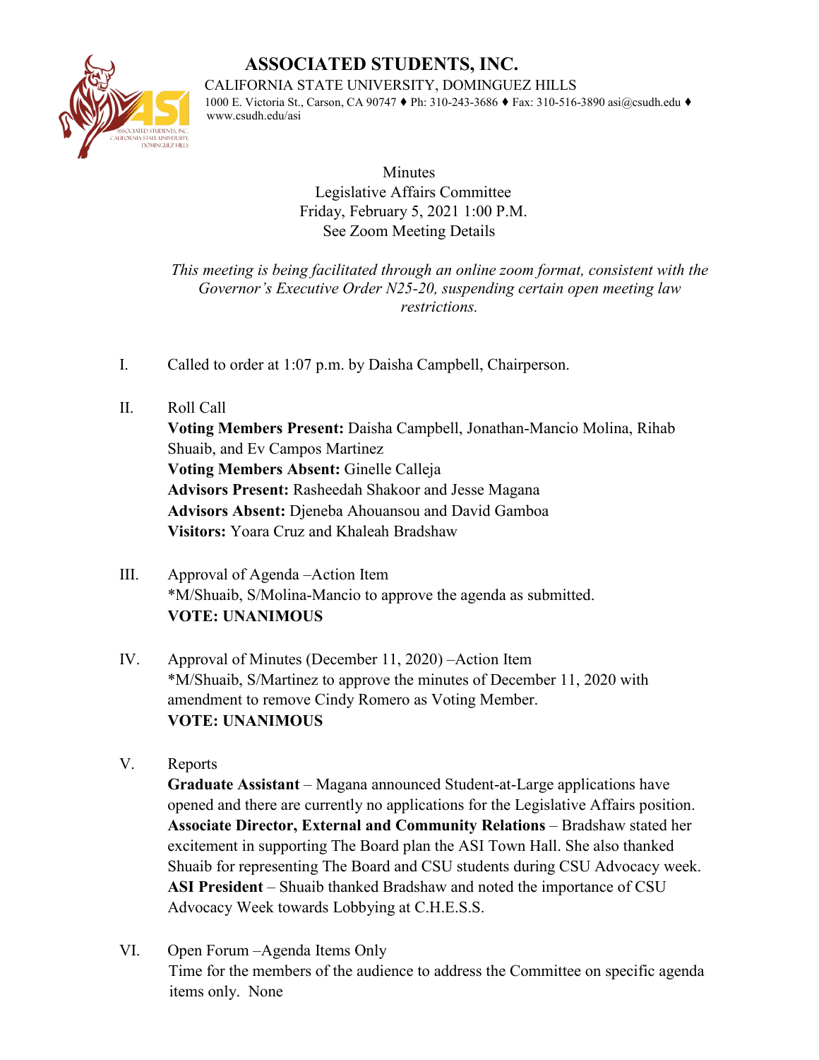# ASSOCIATED STUDENTS, INC.

CALIFORNIA STATE UNIVERSITY, DOMINGUEZ HILLS

1000 E. Victoria St., Carson, CA 90747 ♦ Ph: 310-243-3686 ♦ Fax: 310-516-3890 asi@csudh.edu ♦ www.csudh.edu/asi

Minutes
Legislative Affairs Committee
Friday, February 5, 2021 1:00 P.M.
See Zoom Meeting Details

*This meeting is being facilitated through an online zoom format, consistent with the Governor's Executive Order N25-20, suspending certain open meeting law restrictions.*

I. Called to order at 1:07 p.m. by Daisha Campbell, Chairperson.

II. Roll Call
**Voting Members Present:** Daisha Campbell, Jonathan-Mancio Molina, Rihab Shuaib, and Ev Campos Martinez
**Voting Members Absent:** Ginelle Calleja
**Advisors Present:** Rasheedah Shakoor and Jesse Magana
**Advisors Absent:** Djeneba Ahouansou and David Gamboa
**Visitors:** Yoara Cruz and Khaleah Bradshaw

III. Approval of Agenda –Action Item
*M/Shuaib, S/Molina-Mancio to approve the agenda as submitted.
**VOTE: UNANIMOUS**

IV. Approval of Minutes (December 11, 2020) –Action Item
*M/Shuaib, S/Martinez to approve the minutes of December 11, 2020 with amendment to remove Cindy Romero as Voting Member.
**VOTE: UNANIMOUS**

V. Reports
**Graduate Assistant** – Magana announced Student-at-Large applications have opened and there are currently no applications for the Legislative Affairs position.
**Associate Director, External and Community Relations** – Bradshaw stated her excitement in supporting The Board plan the ASI Town Hall. She also thanked Shuaib for representing The Board and CSU students during CSU Advocacy week.
**ASI President** – Shuaib thanked Bradshaw and noted the importance of CSU Advocacy Week towards Lobbying at C.H.E.S.S.

VI. Open Forum –Agenda Items Only
Time for the members of the audience to address the Committee on specific agenda items only. None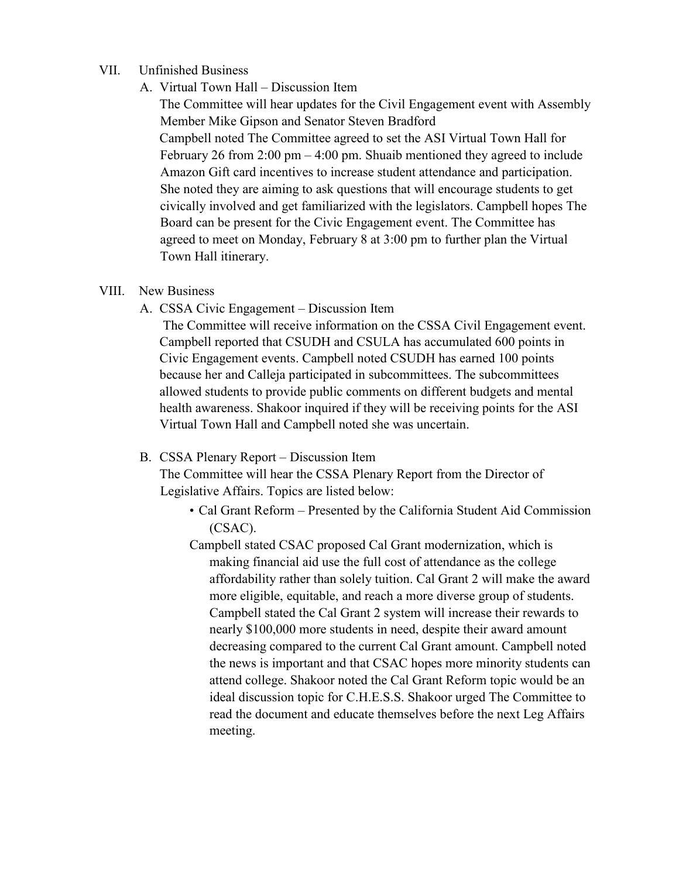VII. Unfinished Business

A. Virtual Town Hall – Discussion Item

The Committee will hear updates for the Civil Engagement event with Assembly Member Mike Gipson and Senator Steven Bradford

Campbell noted The Committee agreed to set the ASI Virtual Town Hall for February 26 from 2:00 pm – 4:00 pm. Shuaib mentioned they agreed to include Amazon Gift card incentives to increase student attendance and participation. She noted they are aiming to ask questions that will encourage students to get civically involved and get familiarized with the legislators. Campbell hopes The Board can be present for the Civic Engagement event. The Committee has agreed to meet on Monday, February 8 at 3:00 pm to further plan the Virtual Town Hall itinerary.

VIII. New Business

A. CSSA Civic Engagement – Discussion Item

The Committee will receive information on the CSSA Civil Engagement event. Campbell reported that CSUDH and CSULA has accumulated 600 points in Civic Engagement events. Campbell noted CSUDH has earned 100 points because her and Calleja participated in subcommittees. The subcommittees allowed students to provide public comments on different budgets and mental health awareness. Shakoor inquired if they will be receiving points for the ASI Virtual Town Hall and Campbell noted she was uncertain.

B. CSSA Plenary Report – Discussion Item

The Committee will hear the CSSA Plenary Report from the Director of Legislative Affairs. Topics are listed below:

- Cal Grant Reform – Presented by the California Student Aid Commission (CSAC).

Campbell stated CSAC proposed Cal Grant modernization, which is making financial aid use the full cost of attendance as the college affordability rather than solely tuition. Cal Grant 2 will make the award more eligible, equitable, and reach a more diverse group of students. Campbell stated the Cal Grant 2 system will increase their rewards to nearly $100,000 more students in need, despite their award amount decreasing compared to the current Cal Grant amount. Campbell noted the news is important and that CSAC hopes more minority students can attend college. Shakoor noted the Cal Grant Reform topic would be an ideal discussion topic for C.H.E.S.S. Shakoor urged The Committee to read the document and educate themselves before the next Leg Affairs meeting.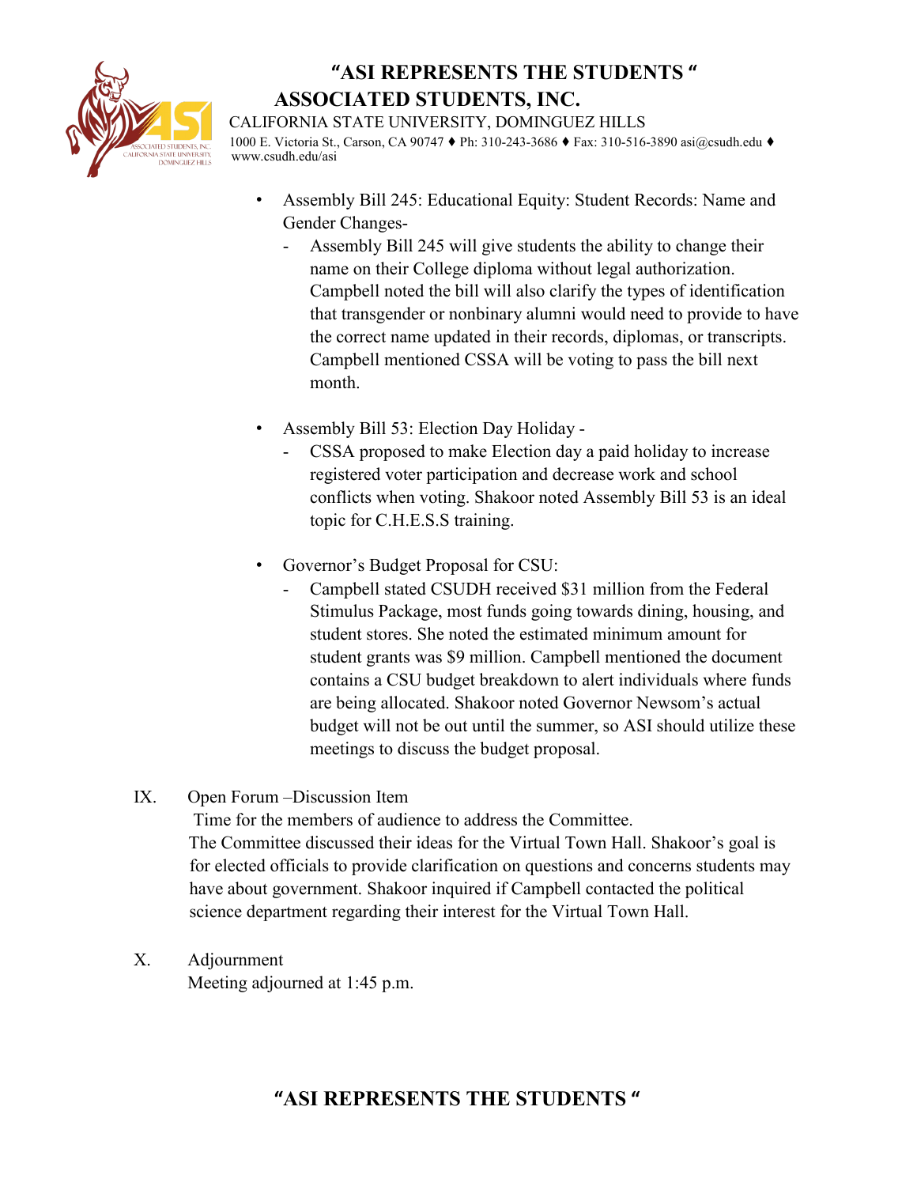- Assembly Bill 245: Educational Equity: Student Records: Name and Gender Changes-
    - Assembly Bill 245 will give students the ability to change their name on their College diploma without legal authorization. Campbell noted the bill will also clarify the types of identification that transgender or nonbinary alumni would need to provide to have the correct name updated in their records, diplomas, or transcripts. Campbell mentioned CSSA will be voting to pass the bill next month.

- Assembly Bill 53: Election Day Holiday -
    - CSSA proposed to make Election day a paid holiday to increase registered voter participation and decrease work and school conflicts when voting. Shakoor noted Assembly Bill 53 is an ideal topic for C.H.E.S.S training.

- Governor's Budget Proposal for CSU:
    - Campbell stated CSUDH received $31 million from the Federal Stimulus Package, most funds going towards dining, housing, and student stores. She noted the estimated minimum amount for student grants was $9 million. Campbell mentioned the document contains a CSU budget breakdown to alert individuals where funds are being allocated. Shakoor noted Governor Newsom's actual budget will not be out until the summer, so ASI should utilize these meetings to discuss the budget proposal.

IX. Open Forum –Discussion Item

Time for the members of audience to address the Committee.
The Committee discussed their ideas for the Virtual Town Hall. Shakoor's goal is for elected officials to provide clarification on questions and concerns students may have about government. Shakoor inquired if Campbell contacted the political science department regarding their interest for the Virtual Town Hall.

X. Adjournment

Meeting adjourned at 1:45 p.m.